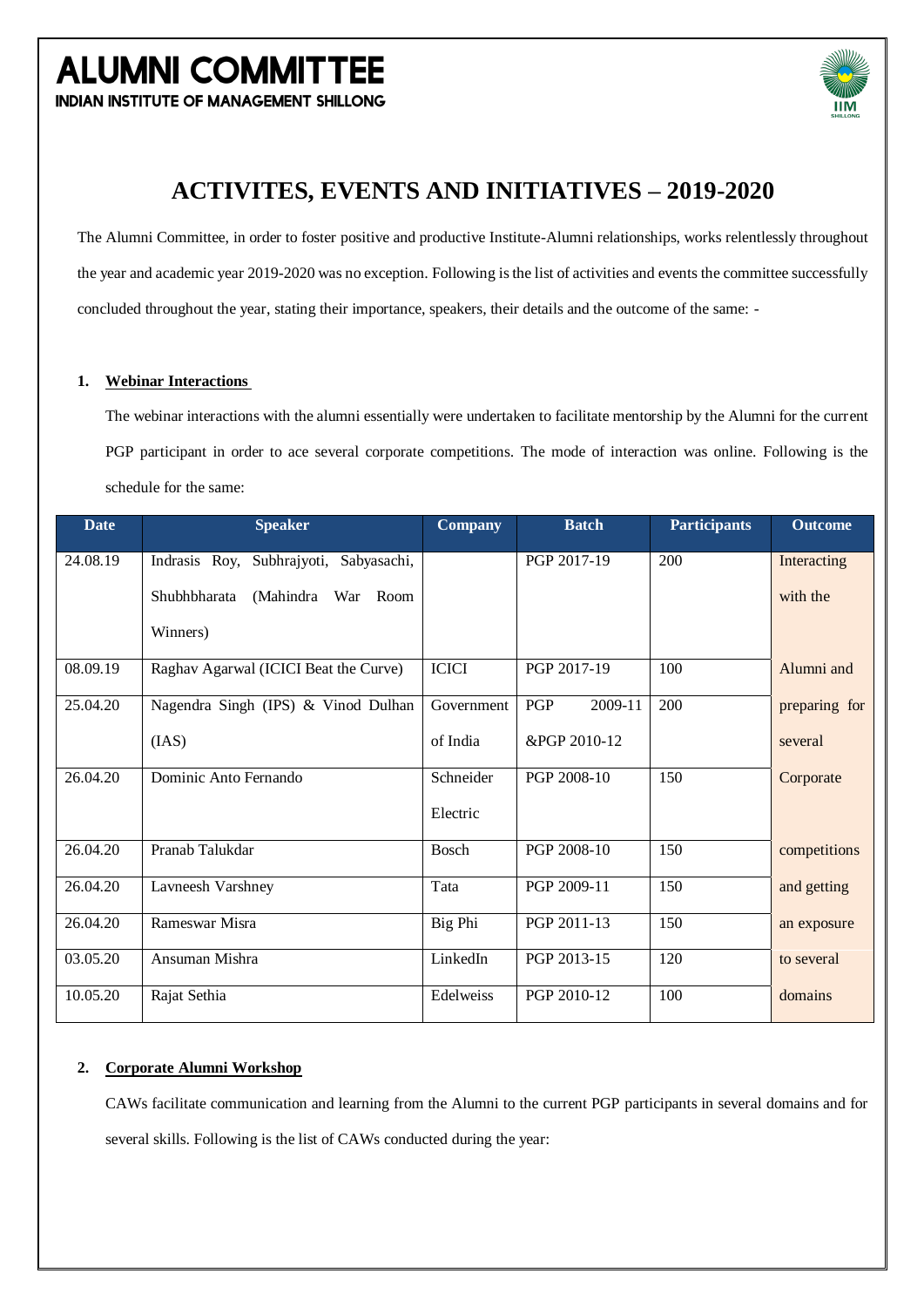# ALUMNI COMMITTEE

**INDIAN INSTITUTE OF MANAGEMENT SHILLONG**

## ACTIVITES, EVENTS AND INITIATIVES – 2019-2020

The Alumni Committee, in order to foster positive and productive Institute-Alumni relationships, works relentlessly throughout the year and academic year 2019-2020 was no exception. Following is the list of activities and events the committee successfully concluded throughout the year, stating their importance, speakers, their details and the outcome of the same: -

### 1. Webinar Interactions

The webinar interactions with the alumni essentially were undertaken to facilitate mentorship by the Alumni for the current PGP participant in order to ace several corporate competitions. The mode of interaction was online. Following is the schedule for the same:

| Date | Speaker | Company | Batch | Participants | Outcome |
|---|---|---|---|---|---|
| 24.08.19 | Indrasis Roy, Subhrajyoti, Sabyasachi, Shubhbharata (Mahindra War Room Winners) | | PGP 2017-19 | 200 | Interacting with the Alumni and preparing for several Corporate competitions and getting an exposure to several domains |
| 08.09.19 | Raghav Agarwal (ICICI Beat the Curve) | ICICI | PGP 2017-19 | 100 | |
| 25.04.20 | Nagendra Singh (IPS) & Vinod Dulhan (IAS) | Government of India | PGP 2009-11 &PGP 2010-12 | 200 | |
| 26.04.20 | Dominic Anto Fernando | Schneider Electric | PGP 2008-10 | 150 | |
| 26.04.20 | Pranab Talukdar | Bosch | PGP 2008-10 | 150 | |
| 26.04.20 | Lavneesh Varshney | Tata | PGP 2009-11 | 150 | |
| 26.04.20 | Rameswar Misra | Big Phi | PGP 2011-13 | 150 | |
| 03.05.20 | Ansuman Mishra | LinkedIn | PGP 2013-15 | 120 | |
| 10.05.20 | Rajat Sethia | Edelweiss | PGP 2010-12 | 100 | |

### 2. Corporate Alumni Workshop

CAWs facilitate communication and learning from the Alumni to the current PGP participants in several domains and for several skills. Following is the list of CAWs conducted during the year: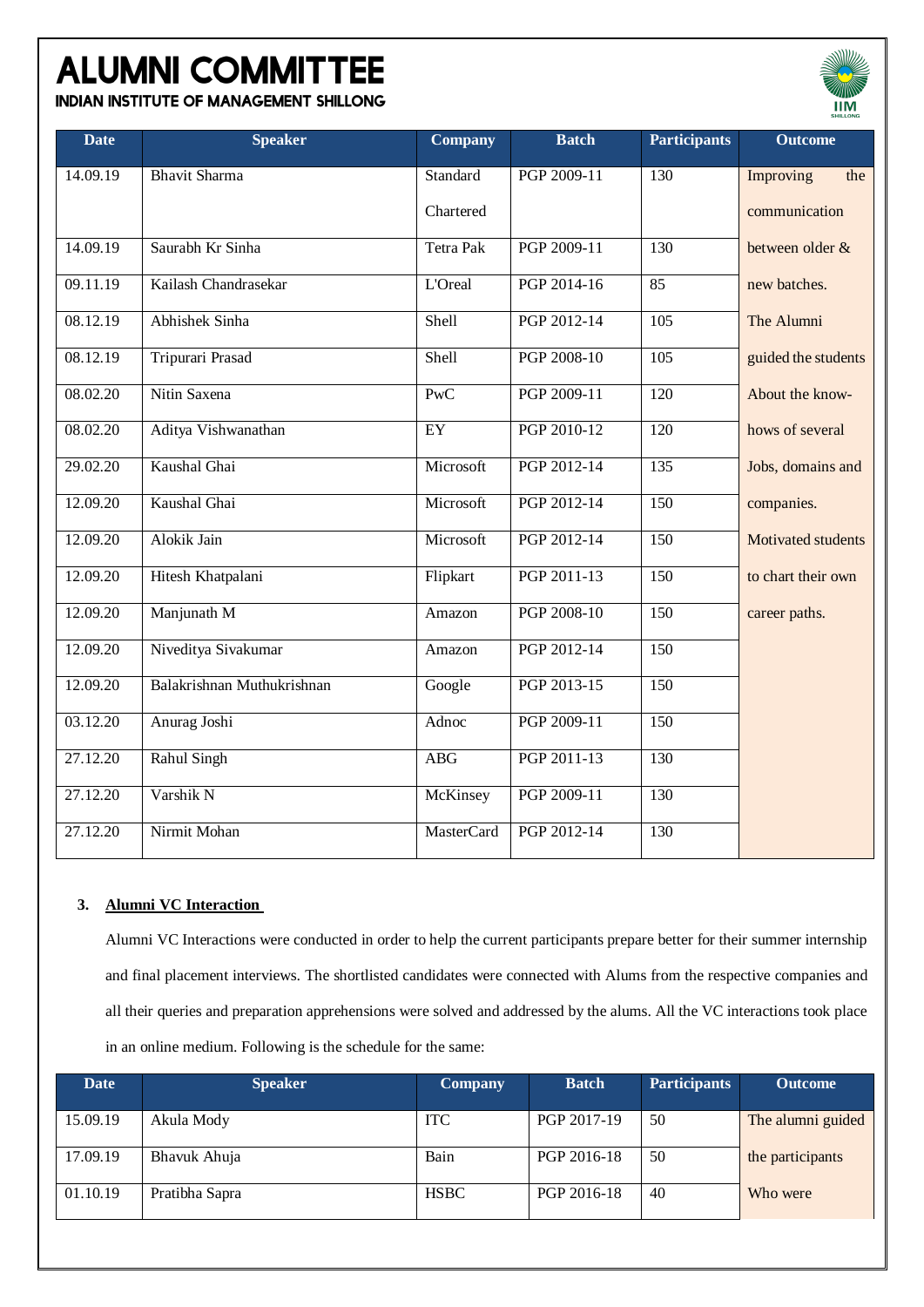# ALUMNI COMMITTEE

**INDIAN INSTITUTE OF MANAGEMENT SHILLONG**

| Date | Speaker | Company | Batch | Participants | Outcome |
|---|---|---|---|---|---|
| 14.09.19 | Bhavit Sharma | Standard Chartered | PGP 2009-11 | 130 | Improving the communication between older & new batches. The Alumni guided the students About the know-hows of several Jobs, domains and companies. Motivated students to chart their own career paths. |
| 14.09.19 | Saurabh Kr Sinha | Tetra Pak | PGP 2009-11 | 130 | |
| 09.11.19 | Kailash Chandrasekar | L'Oreal | PGP 2014-16 | 85 | |
| 08.12.19 | Abhishek Sinha | Shell | PGP 2012-14 | 105 | |
| 08.12.19 | Tripurari Prasad | Shell | PGP 2008-10 | 105 | |
| 08.02.20 | Nitin Saxena | PwC | PGP 2009-11 | 120 | |
| 08.02.20 | Aditya Vishwanathan | EY | PGP 2010-12 | 120 | |
| 29.02.20 | Kaushal Ghai | Microsoft | PGP 2012-14 | 135 | |
| 12.09.20 | Kaushal Ghai | Microsoft | PGP 2012-14 | 150 | |
| 12.09.20 | Alokik Jain | Microsoft | PGP 2012-14 | 150 | |
| 12.09.20 | Hitesh Khatpalani | Flipkart | PGP 2011-13 | 150 | |
| 12.09.20 | Manjunath M | Amazon | PGP 2008-10 | 150 | |
| 12.09.20 | Niveditya Sivakumar | Amazon | PGP 2012-14 | 150 | |
| 12.09.20 | Balakrishnan Muthukrishnan | Google | PGP 2013-15 | 150 | |
| 03.12.20 | Anurag Joshi | Adnoc | PGP 2009-11 | 150 | |
| 27.12.20 | Rahul Singh | ABG | PGP 2011-13 | 130 | |
| 27.12.20 | Varshik N | McKinsey | PGP 2009-11 | 130 | |
| 27.12.20 | Nirmit Mohan | MasterCard | PGP 2012-14 | 130 | |

### 3. Alumni VC Interaction

Alumni VC Interactions were conducted in order to help the current participants prepare better for their summer internship and final placement interviews. The shortlisted candidates were connected with Alums from the respective companies and all their queries and preparation apprehensions were solved and addressed by the alums. All the VC interactions took place in an online medium. Following is the schedule for the same:

| Date | Speaker | Company | Batch | Participants | Outcome |
|---|---|---|---|---|---|
| 15.09.19 | Akula Mody | ITC | PGP 2017-19 | 50 | The alumni guided the participants Who were |
| 17.09.19 | Bhavuk Ahuja | Bain | PGP 2016-18 | 50 | |
| 01.10.19 | Pratibha Sapra | HSBC | PGP 2016-18 | 40 | |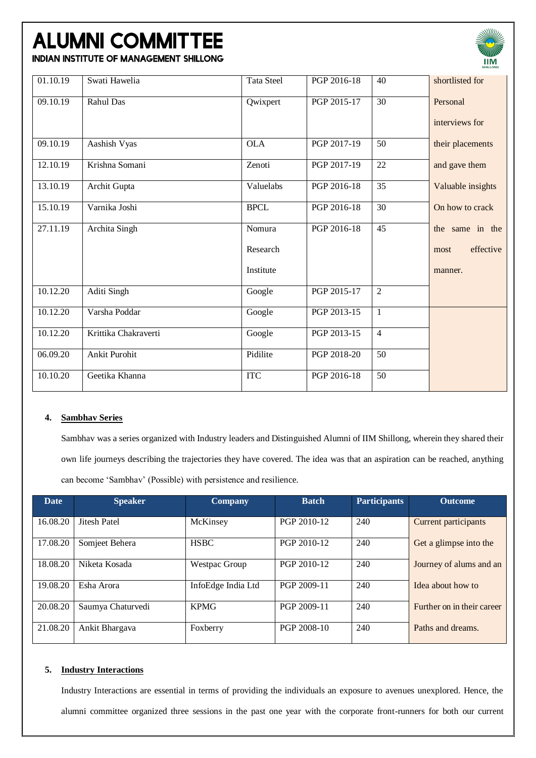| | | | | | |
|---|---|---|---|---|---|
| 01.10.19 | Swati Hawelia | Tata Steel | PGP 2016-18 | 40 | shortlisted for Personal interviews for their placements and gave them Valuable insights On how to crack the same in the most effective manner. |
| 09.10.19 | Rahul Das | Qwixpert | PGP 2015-17 | 30 | |
| 09.10.19 | Aashish Vyas | OLA | PGP 2017-19 | 50 | |
| 12.10.19 | Krishna Somani | Zenoti | PGP 2017-19 | 22 | |
| 13.10.19 | Archit Gupta | Valuelabs | PGP 2016-18 | 35 | |
| 15.10.19 | Varnika Joshi | BPCL | PGP 2016-18 | 30 | |
| 27.11.19 | Archita Singh | Nomura Research Institute | PGP 2016-18 | 45 | |
| 10.12.20 | Aditi Singh | Google | PGP 2015-17 | 2 | |
| 10.12.20 | Varsha Poddar | Google | PGP 2013-15 | 1 | |
| 10.12.20 | Krittika Chakraverti | Google | PGP 2013-15 | 4 | |
| 06.09.20 | Ankit Purohit | Pidilite | PGP 2018-20 | 50 | |
| 10.10.20 | Geetika Khanna | ITC | PGP 2016-18 | 50 | |

**4. Sambhav Series**

Sambhav was a series organized with Industry leaders and Distinguished Alumni of IIM Shillong, wherein they shared their own life journeys describing the trajectories they have covered. The idea was that an aspiration can be reached, anything can become 'Sambhav' (Possible) with persistence and resilience.

| Date | Speaker | Company | Batch | Participants | Outcome |
|---|---|---|---|---|---|
| 16.08.20 | Jitesh Patel | McKinsey | PGP 2010-12 | 240 | Current participants Get a glimpse into the Journey of alums and an Idea about how to Further on in their career Paths and dreams. |
| 17.08.20 | Somjeet Behera | HSBC | PGP 2010-12 | 240 | |
| 18.08.20 | Niketa Kosada | Westpac Group | PGP 2010-12 | 240 | |
| 19.08.20 | Esha Arora | InfoEdge India Ltd | PGP 2009-11 | 240 | |
| 20.08.20 | Saumya Chaturvedi | KPMG | PGP 2009-11 | 240 | |
| 21.08.20 | Ankit Bhargava | Foxberry | PGP 2008-10 | 240 | |

**5. Industry Interactions**

Industry Interactions are essential in terms of providing the individuals an exposure to avenues unexplored. Hence, the alumni committee organized three sessions in the past one year with the corporate front-runners for both our current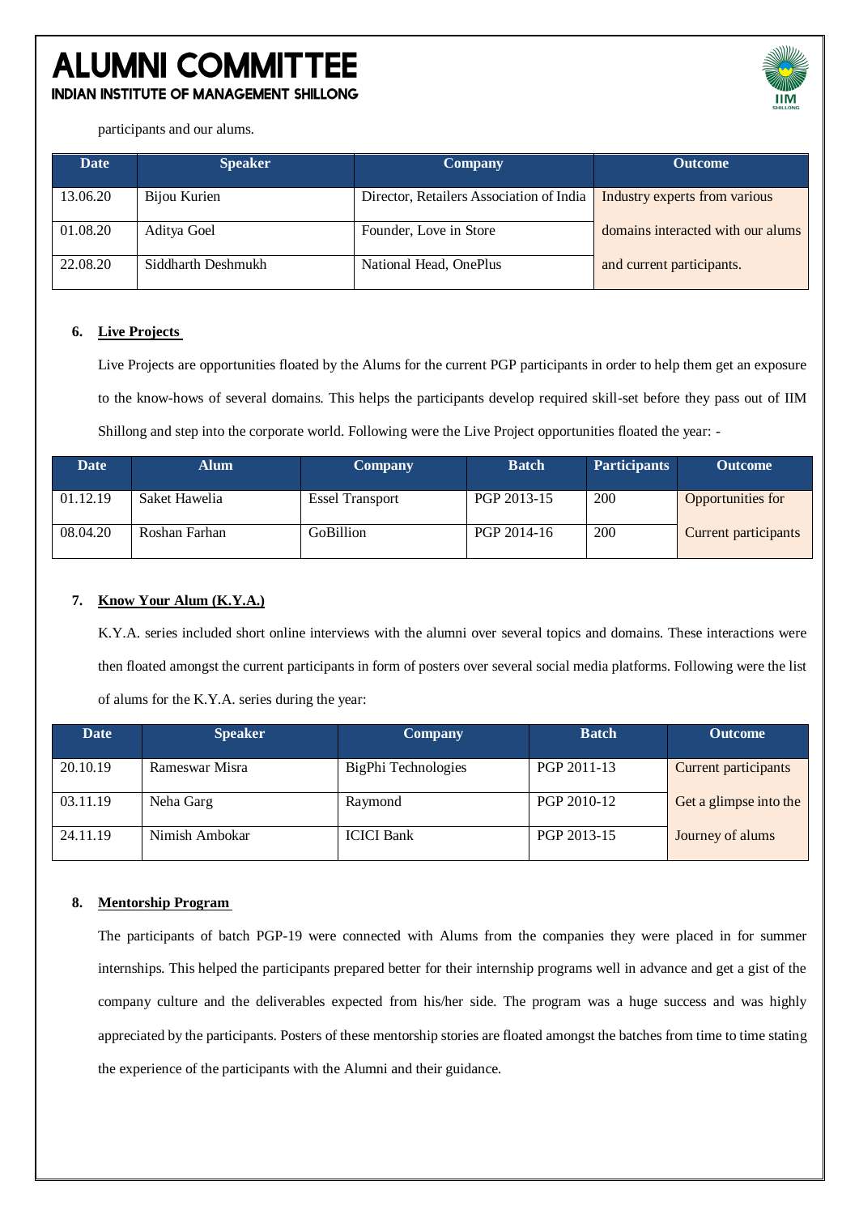participants and our alums.

| Date | Speaker | Company | Outcome |
|---|---|---|---|
| 13.06.20 | Bijou Kurien | Director, Retailers Association of India | Industry experts from various domains interacted with our alums and current participants. |
| 01.08.20 | Aditya Goel | Founder, Love in Store | |
| 22.08.20 | Siddharth Deshmukh | National Head, OnePlus | |

**6. Live Projects**

Live Projects are opportunities floated by the Alums for the current PGP participants in order to help them get an exposure to the know-hows of several domains. This helps the participants develop required skill-set before they pass out of IIM Shillong and step into the corporate world. Following were the Live Project opportunities floated the year: -

| Date | Alum | Company | Batch | Participants | Outcome |
|---|---|---|---|---|---|
| 01.12.19 | Saket Hawelia | Essel Transport | PGP 2013-15 | 200 | Opportunities for Current participants |
| 08.04.20 | Roshan Farhan | GoBillion | PGP 2014-16 | 200 | |

**7. Know Your Alum (K.Y.A.)**

K.Y.A. series included short online interviews with the alumni over several topics and domains. These interactions were then floated amongst the current participants in form of posters over several social media platforms. Following were the list of alums for the K.Y.A. series during the year:

| Date | Speaker | Company | Batch | Outcome |
|---|---|---|---|---|
| 20.10.19 | Rameswar Misra | BigPhi Technologies | PGP 2011-13 | Current participants Get a glimpse into the Journey of alums |
| 03.11.19 | Neha Garg | Raymond | PGP 2010-12 | |
| 24.11.19 | Nimish Ambokar | ICICI Bank | PGP 2013-15 | |

**8. Mentorship Program**

The participants of batch PGP-19 were connected with Alums from the companies they were placed in for summer internships. This helped the participants prepared better for their internship programs well in advance and get a gist of the company culture and the deliverables expected from his/her side. The program was a huge success and was highly appreciated by the participants. Posters of these mentorship stories are floated amongst the batches from time to time stating the experience of the participants with the Alumni and their guidance.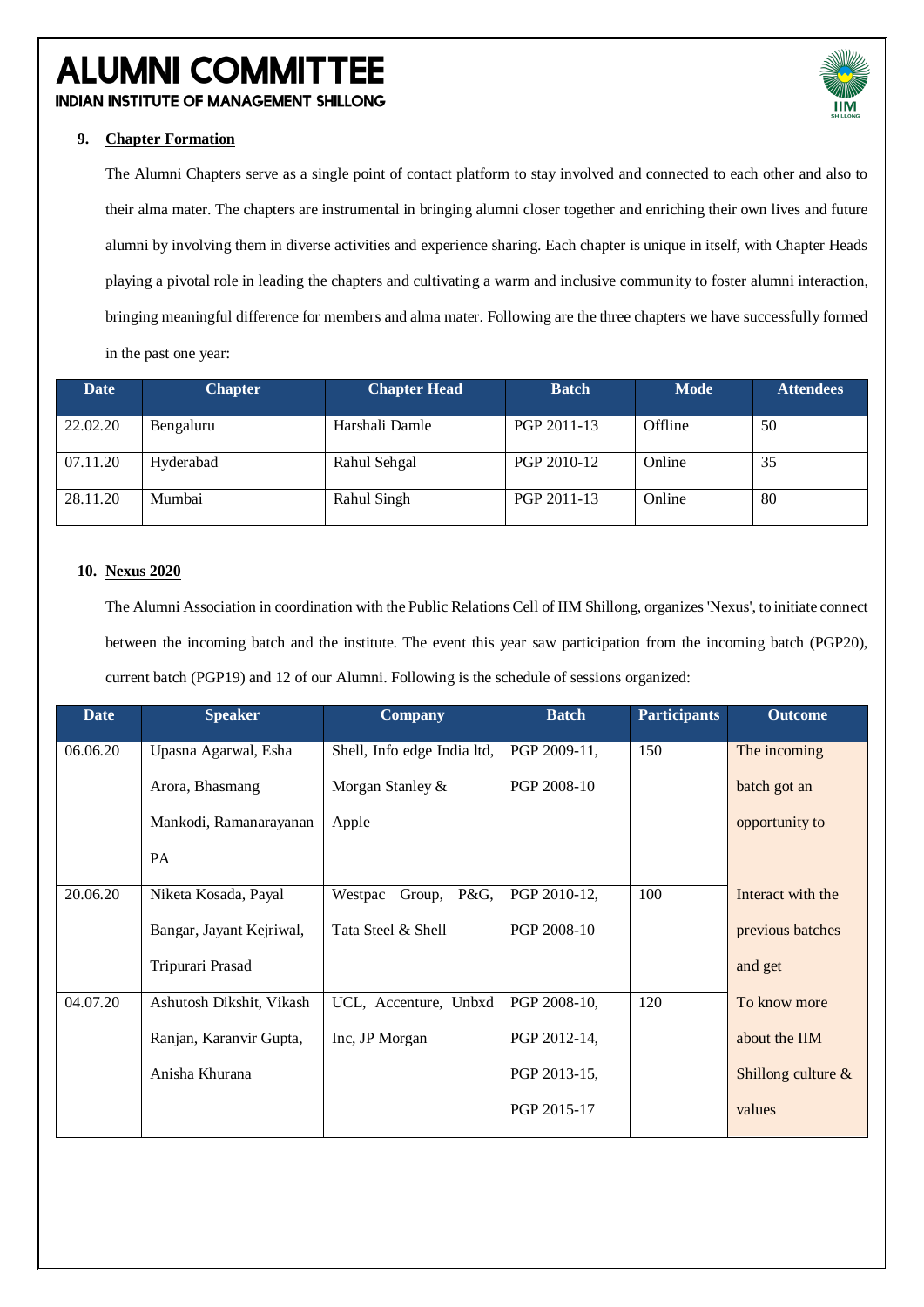# ALUMNI COMMITTEE
## INDIAN INSTITUTE OF MANAGEMENT SHILLONG

### 9. Chapter Formation

The Alumni Chapters serve as a single point of contact platform to stay involved and connected to each other and also to their alma mater. The chapters are instrumental in bringing alumni closer together and enriching their own lives and future alumni by involving them in diverse activities and experience sharing. Each chapter is unique in itself, with Chapter Heads playing a pivotal role in leading the chapters and cultivating a warm and inclusive community to foster alumni interaction, bringing meaningful difference for members and alma mater. Following are the three chapters we have successfully formed in the past one year:

| Date | Chapter | Chapter Head | Batch | Mode | Attendees |
|---|---|---|---|---|---|
| 22.02.20 | Bengaluru | Harshali Damle | PGP 2011-13 | Offline | 50 |
| 07.11.20 | Hyderabad | Rahul Sehgal | PGP 2010-12 | Online | 35 |
| 28.11.20 | Mumbai | Rahul Singh | PGP 2011-13 | Online | 80 |

### 10. Nexus 2020

The Alumni Association in coordination with the Public Relations Cell of IIM Shillong, organizes 'Nexus', to initiate connect between the incoming batch and the institute. The event this year saw participation from the incoming batch (PGP20), current batch (PGP19) and 12 of our Alumni. Following is the schedule of sessions organized:

| Date | Speaker | Company | Batch | Participants | Outcome |
|---|---|---|---|---|---|
| 06.06.20 | Upasna Agarwal, Esha Arora, Bhasmang Mankodi, Ramanarayanan PA | Shell, Info edge India ltd, Morgan Stanley & Apple | PGP 2009-11, PGP 2008-10 | 150 | The incoming batch got an opportunity to Interact with the previous batches and get To know more about the IIM Shillong culture & values |
| 20.06.20 | Niketa Kosada, Payal Bangar, Jayant Kejriwal, Tripurari Prasad | Westpac Group, P&G, Tata Steel & Shell | PGP 2010-12, PGP 2008-10 | 100 | |
| 04.07.20 | Ashutosh Dikshit, Vikash Ranjan, Karanvir Gupta, Anisha Khurana | UCL, Accenture, Unbxd Inc, JP Morgan | PGP 2008-10, PGP 2012-14, PGP 2013-15, PGP 2015-17 | 120 | |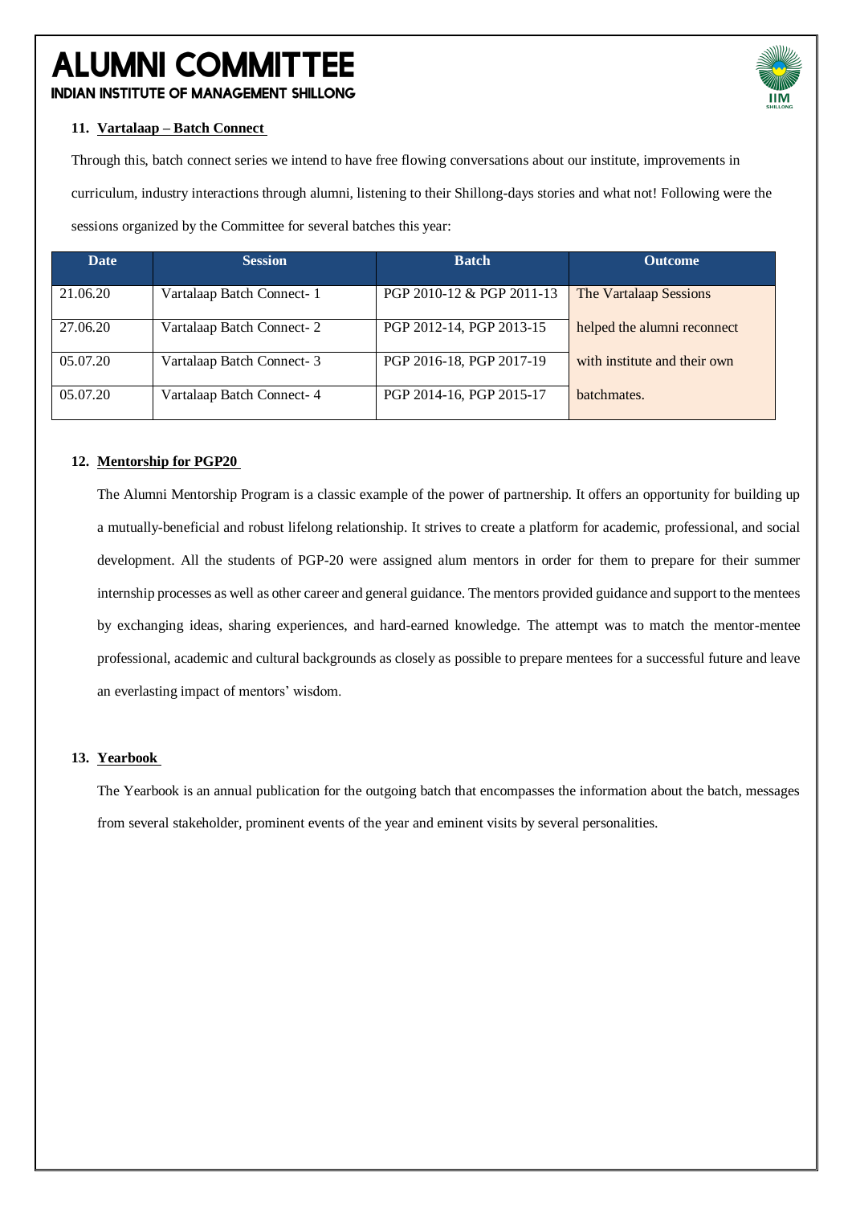# ALUMNI COMMITTEE
## INDIAN INSTITUTE OF MANAGEMENT SHILLONG

### 11. Vartalaap – Batch Connect

Through this, batch connect series we intend to have free flowing conversations about our institute, improvements in curriculum, industry interactions through alumni, listening to their Shillong-days stories and what not! Following were the sessions organized by the Committee for several batches this year:

| Date | Session | Batch | Outcome |
|---|---|---|---|
| 21.06.20 | Vartalaap Batch Connect- 1 | PGP 2010-12 & PGP 2011-13 | The Vartalaap Sessions helped the alumni reconnect with institute and their own batchmates. |
| 27.06.20 | Vartalaap Batch Connect- 2 | PGP 2012-14, PGP 2013-15 | |
| 05.07.20 | Vartalaap Batch Connect- 3 | PGP 2016-18, PGP 2017-19 | |
| 05.07.20 | Vartalaap Batch Connect- 4 | PGP 2014-16, PGP 2015-17 | |

### 12. Mentorship for PGP20

The Alumni Mentorship Program is a classic example of the power of partnership. It offers an opportunity for building up a mutually-beneficial and robust lifelong relationship. It strives to create a platform for academic, professional, and social development. All the students of PGP-20 were assigned alum mentors in order for them to prepare for their summer internship processes as well as other career and general guidance. The mentors provided guidance and support to the mentees by exchanging ideas, sharing experiences, and hard-earned knowledge. The attempt was to match the mentor-mentee professional, academic and cultural backgrounds as closely as possible to prepare mentees for a successful future and leave an everlasting impact of mentors' wisdom.

### 13. Yearbook

The Yearbook is an annual publication for the outgoing batch that encompasses the information about the batch, messages from several stakeholder, prominent events of the year and eminent visits by several personalities.